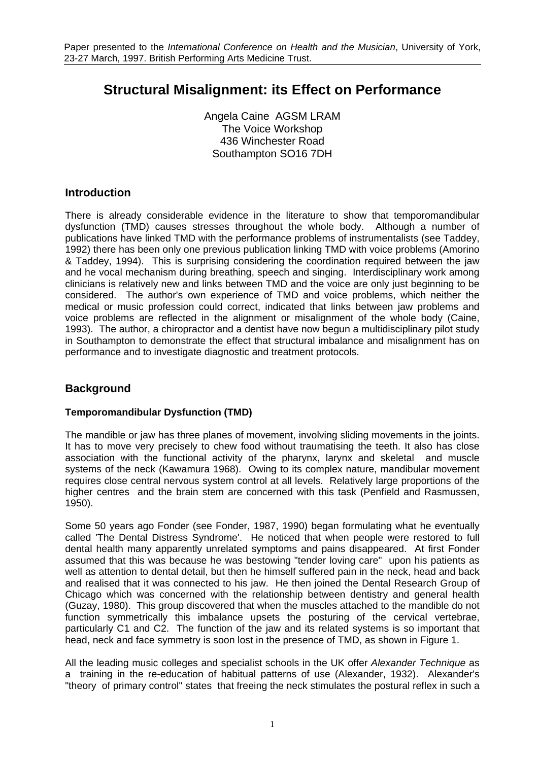Paper presented to the *International Conference on Health and the Musician*, University of York, 23-27 March, 1997. British Performing Arts Medicine Trust.

# Structural Misalignment: its Effect on Performance

Angela Caine AGSM LRAM
The Voice Workshop
436 Winchester Road
Southampton SO16 7DH

## Introduction

There is already considerable evidence in the literature to show that temporomandibular dysfunction (TMD) causes stresses throughout the whole body. Although a number of publications have linked TMD with the performance problems of instrumentalists (see Taddey, 1992) there has been only one previous publication linking TMD with voice problems (Amorino & Taddey, 1994). This is surprising considering the coordination required between the jaw and he vocal mechanism during breathing, speech and singing. Interdisciplinary work among clinicians is relatively new and links between TMD and the voice are only just beginning to be considered. The author's own experience of TMD and voice problems, which neither the medical or music profession could correct, indicated that links between jaw problems and voice problems are reflected in the alignment or misalignment of the whole body (Caine, 1993). The author, a chiropractor and a dentist have now begun a multidisciplinary pilot study in Southampton to demonstrate the effect that structural imbalance and misalignment has on performance and to investigate diagnostic and treatment protocols.

## Background

### Temporomandibular Dysfunction (TMD)

The mandible or jaw has three planes of movement, involving sliding movements in the joints. It has to move very precisely to chew food without traumatising the teeth. It also has close association with the functional activity of the pharynx, larynx and skeletal and muscle systems of the neck (Kawamura 1968). Owing to its complex nature, mandibular movement requires close central nervous system control at all levels. Relatively large proportions of the higher centres and the brain stem are concerned with this task (Penfield and Rasmussen, 1950).

Some 50 years ago Fonder (see Fonder, 1987, 1990) began formulating what he eventually called 'The Dental Distress Syndrome'. He noticed that when people were restored to full dental health many apparently unrelated symptoms and pains disappeared. At first Fonder assumed that this was because he was bestowing "tender loving care" upon his patients as well as attention to dental detail, but then he himself suffered pain in the neck, head and back and realised that it was connected to his jaw. He then joined the Dental Research Group of Chicago which was concerned with the relationship between dentistry and general health (Guzay, 1980). This group discovered that when the muscles attached to the mandible do not function symmetrically this imbalance upsets the posturing of the cervical vertebrae, particularly C1 and C2. The function of the jaw and its related systems is so important that head, neck and face symmetry is soon lost in the presence of TMD, as shown in Figure 1.

All the leading music colleges and specialist schools in the UK offer *Alexander Technique* as a training in the re-education of habitual patterns of use (Alexander, 1932). Alexander's "theory of primary control" states that freeing the neck stimulates the postural reflex in such a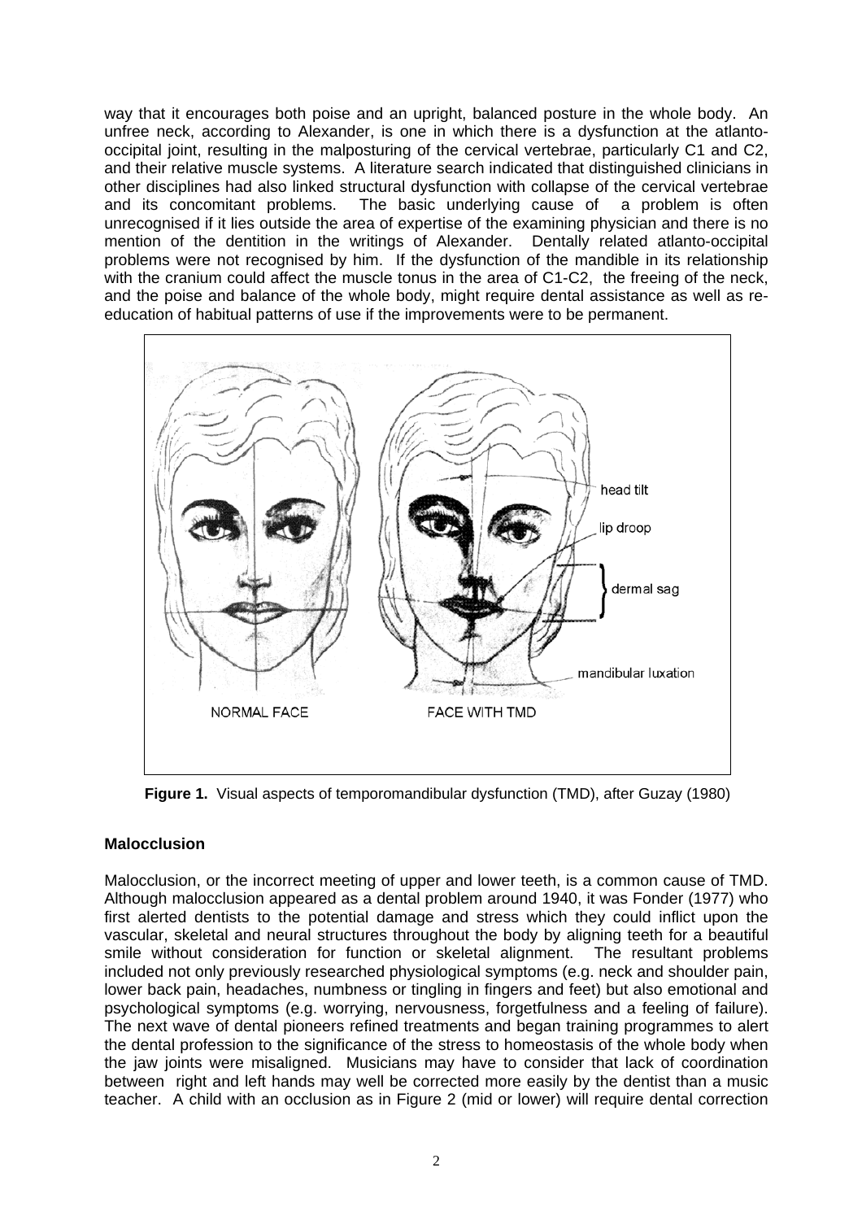way that it encourages both poise and an upright, balanced posture in the whole body. An unfree neck, according to Alexander, is one in which there is a dysfunction at the atlanto-occipital joint, resulting in the malposturing of the cervical vertebrae, particularly C1 and C2, and their relative muscle systems. A literature search indicated that distinguished clinicians in other disciplines had also linked structural dysfunction with collapse of the cervical vertebrae and its concomitant problems. The basic underlying cause of a problem is often unrecognised if it lies outside the area of expertise of the examining physician and there is no mention of the dentition in the writings of Alexander. Dentally related atlanto-occipital problems were not recognised by him. If the dysfunction of the mandible in its relationship with the cranium could affect the muscle tonus in the area of C1-C2, the freeing of the neck, and the poise and balance of the whole body, might require dental assistance as well as re-education of habitual patterns of use if the improvements were to be permanent.

**Figure 1.** Visual aspects of temporomandibular dysfunction (TMD), after Guzay (1980)

## Malocclusion

Malocclusion, or the incorrect meeting of upper and lower teeth, is a common cause of TMD. Although malocclusion appeared as a dental problem around 1940, it was Fonder (1977) who first alerted dentists to the potential damage and stress which they could inflict upon the vascular, skeletal and neural structures throughout the body by aligning teeth for a beautiful smile without consideration for function or skeletal alignment. The resultant problems included not only previously researched physiological symptoms (e.g. neck and shoulder pain, lower back pain, headaches, numbness or tingling in fingers and feet) but also emotional and psychological symptoms (e.g. worrying, nervousness, forgetfulness and a feeling of failure). The next wave of dental pioneers refined treatments and began training programmes to alert the dental profession to the significance of the stress to homeostasis of the whole body when the jaw joints were misaligned. Musicians may have to consider that lack of coordination between right and left hands may well be corrected more easily by the dentist than a music teacher. A child with an occlusion as in Figure 2 (mid or lower) will require dental correction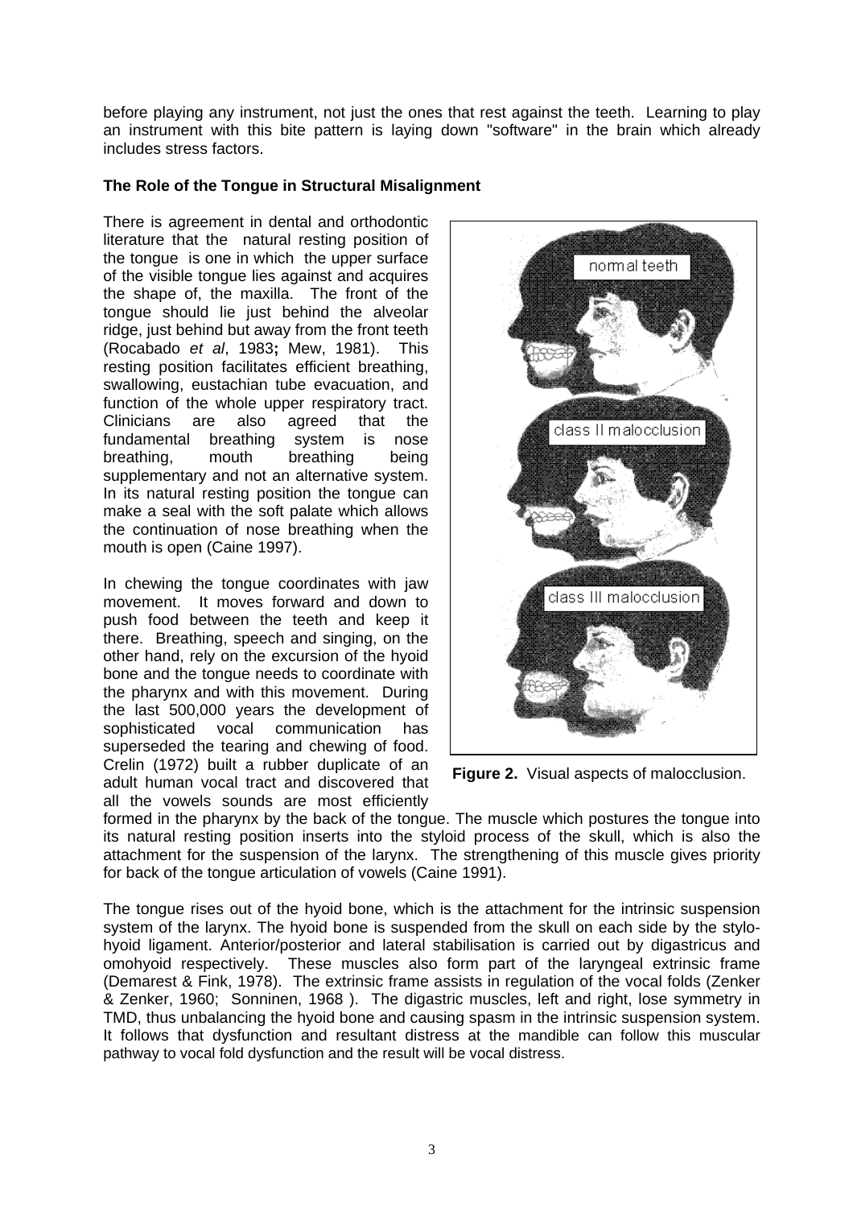before playing any instrument, not just the ones that rest against the teeth. Learning to play an instrument with this bite pattern is laying down "software" in the brain which already includes stress factors.

**The Role of the Tongue in Structural Misalignment**

There is agreement in dental and orthodontic literature that the natural resting position of the tongue is one in which the upper surface of the visible tongue lies against and acquires the shape of, the maxilla. The front of the tongue should lie just behind the alveolar ridge, just behind but away from the front teeth (Rocabado *et al*, 1983**;** Mew, 1981). This resting position facilitates efficient breathing, swallowing, eustachian tube evacuation, and function of the whole upper respiratory tract. Clinicians are also agreed that the fundamental breathing system is nose breathing, mouth breathing being supplementary and not an alternative system. In its natural resting position the tongue can make a seal with the soft palate which allows the continuation of nose breathing when the mouth is open (Caine 1997).

In chewing the tongue coordinates with jaw movement. It moves forward and down to push food between the teeth and keep it there. Breathing, speech and singing, on the other hand, rely on the excursion of the hyoid bone and the tongue needs to coordinate with the pharynx and with this movement. During the last 500,000 years the development of sophisticated vocal communication has superseded the tearing and chewing of food. Crelin (1972) built a rubber duplicate of an adult human vocal tract and discovered that all the vowels sounds are most efficiently formed in the pharynx by the back of the tongue. The muscle which postures the tongue into its natural resting position inserts into the styloid process of the skull, which is also the attachment for the suspension of the larynx. The strengthening of this muscle gives priority for back of the tongue articulation of vowels (Caine 1991).

**Figure 2.** Visual aspects of malocclusion.

The tongue rises out of the hyoid bone, which is the attachment for the intrinsic suspension system of the larynx. The hyoid bone is suspended from the skull on each side by the stylo-hyoid ligament. Anterior/posterior and lateral stabilisation is carried out by digastricus and omohyoid respectively. These muscles also form part of the laryngeal extrinsic frame (Demarest & Fink, 1978). The extrinsic frame assists in regulation of the vocal folds (Zenker & Zenker, 1960; Sonninen, 1968 ). The digastric muscles, left and right, lose symmetry in TMD, thus unbalancing the hyoid bone and causing spasm in the intrinsic suspension system. It follows that dysfunction and resultant distress at the mandible can follow this muscular pathway to vocal fold dysfunction and the result will be vocal distress.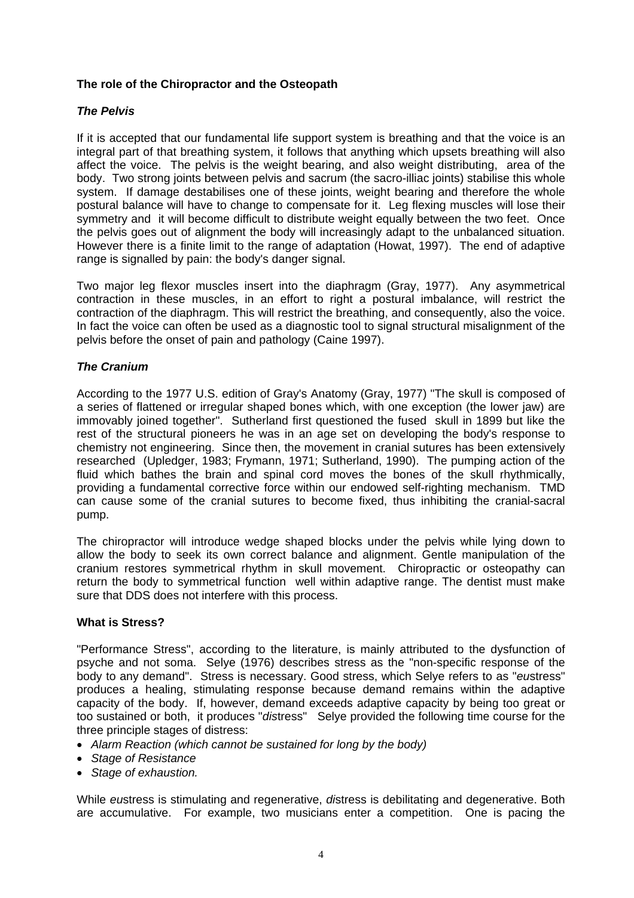**The role of the Chiropractor and the Osteopath**

***The Pelvis***

If it is accepted that our fundamental life support system is breathing and that the voice is an integral part of that breathing system, it follows that anything which upsets breathing will also affect the voice. The pelvis is the weight bearing, and also weight distributing, area of the body. Two strong joints between pelvis and sacrum (the sacro-illiac joints) stabilise this whole system. If damage destabilises one of these joints, weight bearing and therefore the whole postural balance will have to change to compensate for it. Leg flexing muscles will lose their symmetry and it will become difficult to distribute weight equally between the two feet. Once the pelvis goes out of alignment the body will increasingly adapt to the unbalanced situation. However there is a finite limit to the range of adaptation (Howat, 1997). The end of adaptive range is signalled by pain: the body's danger signal.

Two major leg flexor muscles insert into the diaphragm (Gray, 1977). Any asymmetrical contraction in these muscles, in an effort to right a postural imbalance, will restrict the contraction of the diaphragm. This will restrict the breathing, and consequently, also the voice. In fact the voice can often be used as a diagnostic tool to signal structural misalignment of the pelvis before the onset of pain and pathology (Caine 1997).

***The Cranium***

According to the 1977 U.S. edition of Gray's Anatomy (Gray, 1977) "The skull is composed of a series of flattened or irregular shaped bones which, with one exception (the lower jaw) are immovably joined together". Sutherland first questioned the fused skull in 1899 but like the rest of the structural pioneers he was in an age set on developing the body's response to chemistry not engineering. Since then, the movement in cranial sutures has been extensively researched (Upledger, 1983; Frymann, 1971; Sutherland, 1990). The pumping action of the fluid which bathes the brain and spinal cord moves the bones of the skull rhythmically, providing a fundamental corrective force within our endowed self-righting mechanism. TMD can cause some of the cranial sutures to become fixed, thus inhibiting the cranial-sacral pump.

The chiropractor will introduce wedge shaped blocks under the pelvis while lying down to allow the body to seek its own correct balance and alignment. Gentle manipulation of the cranium restores symmetrical rhythm in skull movement. Chiropractic or osteopathy can return the body to symmetrical function well within adaptive range. The dentist must make sure that DDS does not interfere with this process.

**What is Stress?**

"Performance Stress", according to the literature, is mainly attributed to the dysfunction of psyche and not soma. Selye (1976) describes stress as the "non-specific response of the body to any demand". Stress is necessary. Good stress, which Selye refers to as "*eu*stress" produces a healing, stimulating response because demand remains within the adaptive capacity of the body. If, however, demand exceeds adaptive capacity by being too great or too sustained or both, it produces "*dis*tress" Selye provided the following time course for the three principle stages of distress:

- *Alarm Reaction (which cannot be sustained for long by the body)*
- *Stage of Resistance*
- *Stage of exhaustion.*

While *eu*stress is stimulating and regenerative, *dis*tress is debilitating and degenerative. Both are accumulative. For example, two musicians enter a competition. One is pacing the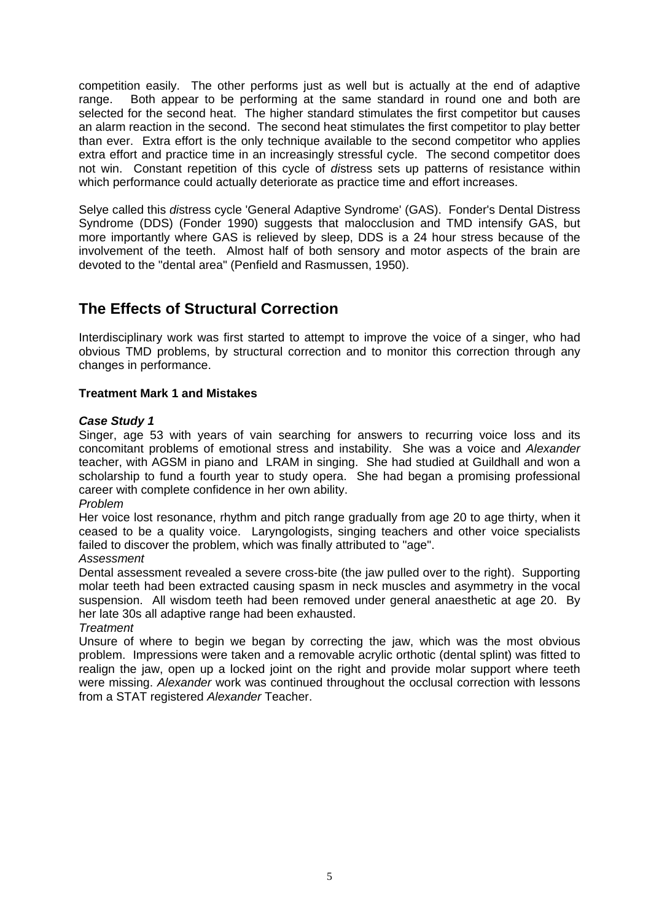competition easily. The other performs just as well but is actually at the end of adaptive range. Both appear to be performing at the same standard in round one and both are selected for the second heat. The higher standard stimulates the first competitor but causes an alarm reaction in the second. The second heat stimulates the first competitor to play better than ever. Extra effort is the only technique available to the second competitor who applies extra effort and practice time in an increasingly stressful cycle. The second competitor does not win. Constant repetition of this cycle of *dis*tress sets up patterns of resistance within which performance could actually deteriorate as practice time and effort increases.

Selye called this *dis*tress cycle 'General Adaptive Syndrome' (GAS). Fonder's Dental Distress Syndrome (DDS) (Fonder 1990) suggests that malocclusion and TMD intensify GAS, but more importantly where GAS is relieved by sleep, DDS is a 24 hour stress because of the involvement of the teeth. Almost half of both sensory and motor aspects of the brain are devoted to the "dental area" (Penfield and Rasmussen, 1950).

## The Effects of Structural Correction

Interdisciplinary work was first started to attempt to improve the voice of a singer, who had obvious TMD problems, by structural correction and to monitor this correction through any changes in performance.

**Treatment Mark 1 and Mistakes**

***Case Study 1***

Singer, age 53 with years of vain searching for answers to recurring voice loss and its concomitant problems of emotional stress and instability. She was a voice and *Alexander* teacher, with AGSM in piano and LRAM in singing. She had studied at Guildhall and won a scholarship to fund a fourth year to study opera. She had began a promising professional career with complete confidence in her own ability.

*Problem*

Her voice lost resonance, rhythm and pitch range gradually from age 20 to age thirty, when it ceased to be a quality voice. Laryngologists, singing teachers and other voice specialists failed to discover the problem, which was finally attributed to "age".

*Assessment*

Dental assessment revealed a severe cross-bite (the jaw pulled over to the right). Supporting molar teeth had been extracted causing spasm in neck muscles and asymmetry in the vocal suspension. All wisdom teeth had been removed under general anaesthetic at age 20. By her late 30s all adaptive range had been exhausted.

*Treatment*

Unsure of where to begin we began by correcting the jaw, which was the most obvious problem. Impressions were taken and a removable acrylic orthotic (dental splint) was fitted to realign the jaw, open up a locked joint on the right and provide molar support where teeth were missing. *Alexander* work was continued throughout the occlusal correction with lessons from a STAT registered *Alexander* Teacher.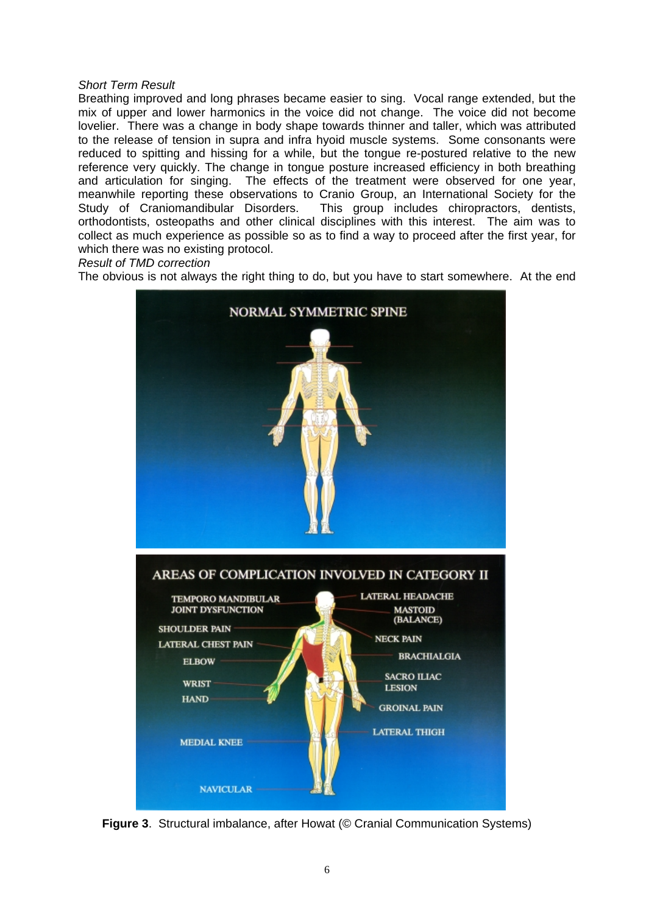*Short Term Result*

Breathing improved and long phrases became easier to sing. Vocal range extended, but the mix of upper and lower harmonics in the voice did not change. The voice did not become lovelier. There was a change in body shape towards thinner and taller, which was attributed to the release of tension in supra and infra hyoid muscle systems. Some consonants were reduced to spitting and hissing for a while, but the tongue re-postured relative to the new reference very quickly. The change in tongue posture increased efficiency in both breathing and articulation for singing. The effects of the treatment were observed for one year, meanwhile reporting these observations to Cranio Group, an International Society for the Study of Craniomandibular Disorders. This group includes chiropractors, dentists, orthodontists, osteopaths and other clinical disciplines with this interest. The aim was to collect as much experience as possible so as to find a way to proceed after the first year, for which there was no existing protocol.

*Result of TMD correction*

The obvious is not always the right thing to do, but you have to start somewhere. At the end

**Figure 3**. Structural imbalance, after Howat (© Cranial Communication Systems)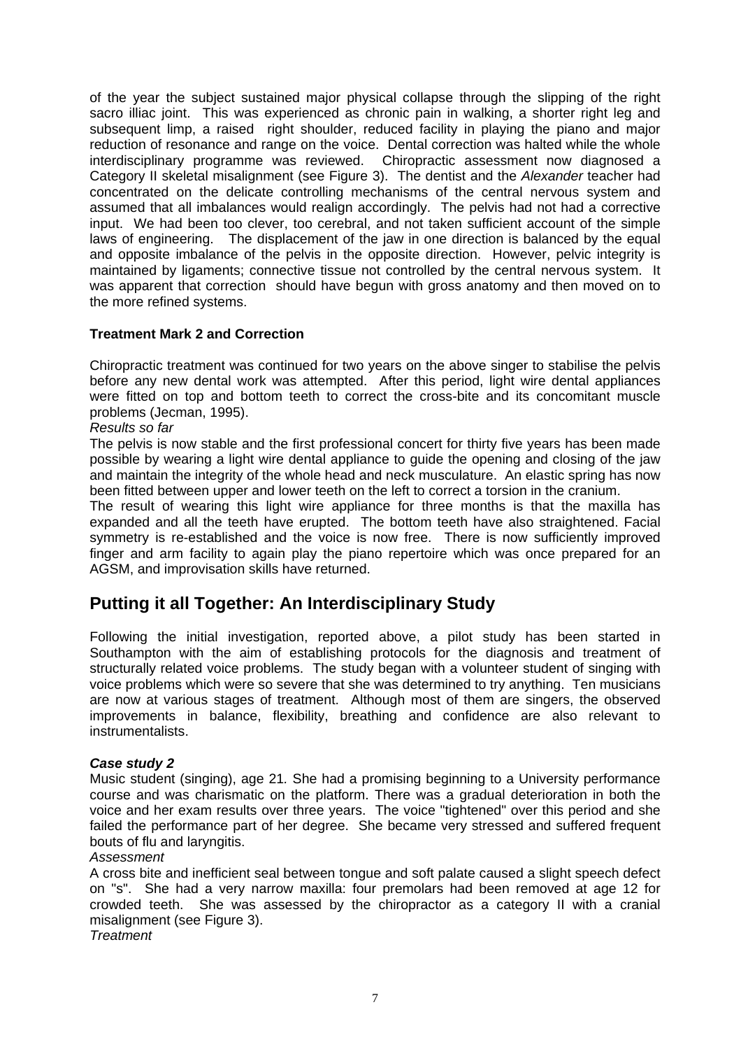of the year the subject sustained major physical collapse through the slipping of the right sacro illiac joint. This was experienced as chronic pain in walking, a shorter right leg and subsequent limp, a raised right shoulder, reduced facility in playing the piano and major reduction of resonance and range on the voice. Dental correction was halted while the whole interdisciplinary programme was reviewed. Chiropractic assessment now diagnosed a Category II skeletal misalignment (see Figure 3). The dentist and the *Alexander* teacher had concentrated on the delicate controlling mechanisms of the central nervous system and assumed that all imbalances would realign accordingly. The pelvis had not had a corrective input. We had been too clever, too cerebral, and not taken sufficient account of the simple laws of engineering. The displacement of the jaw in one direction is balanced by the equal and opposite imbalance of the pelvis in the opposite direction. However, pelvic integrity is maintained by ligaments; connective tissue not controlled by the central nervous system. It was apparent that correction should have begun with gross anatomy and then moved on to the more refined systems.

**Treatment Mark 2 and Correction**

Chiropractic treatment was continued for two years on the above singer to stabilise the pelvis before any new dental work was attempted. After this period, light wire dental appliances were fitted on top and bottom teeth to correct the cross-bite and its concomitant muscle problems (Jecman, 1995).

*Results so far*

The pelvis is now stable and the first professional concert for thirty five years has been made possible by wearing a light wire dental appliance to guide the opening and closing of the jaw and maintain the integrity of the whole head and neck musculature. An elastic spring has now been fitted between upper and lower teeth on the left to correct a torsion in the cranium.

The result of wearing this light wire appliance for three months is that the maxilla has expanded and all the teeth have erupted. The bottom teeth have also straightened. Facial symmetry is re-established and the voice is now free. There is now sufficiently improved finger and arm facility to again play the piano repertoire which was once prepared for an AGSM, and improvisation skills have returned.

## Putting it all Together: An Interdisciplinary Study

Following the initial investigation, reported above, a pilot study has been started in Southampton with the aim of establishing protocols for the diagnosis and treatment of structurally related voice problems. The study began with a volunteer student of singing with voice problems which were so severe that she was determined to try anything. Ten musicians are now at various stages of treatment. Although most of them are singers, the observed improvements in balance, flexibility, breathing and confidence are also relevant to instrumentalists.

***Case study 2***

Music student (singing), age 21. She had a promising beginning to a University performance course and was charismatic on the platform. There was a gradual deterioration in both the voice and her exam results over three years. The voice "tightened" over this period and she failed the performance part of her degree. She became very stressed and suffered frequent bouts of flu and laryngitis.

*Assessment*

A cross bite and inefficient seal between tongue and soft palate caused a slight speech defect on "s". She had a very narrow maxilla: four premolars had been removed at age 12 for crowded teeth. She was assessed by the chiropractor as a category II with a cranial misalignment (see Figure 3).

*Treatment*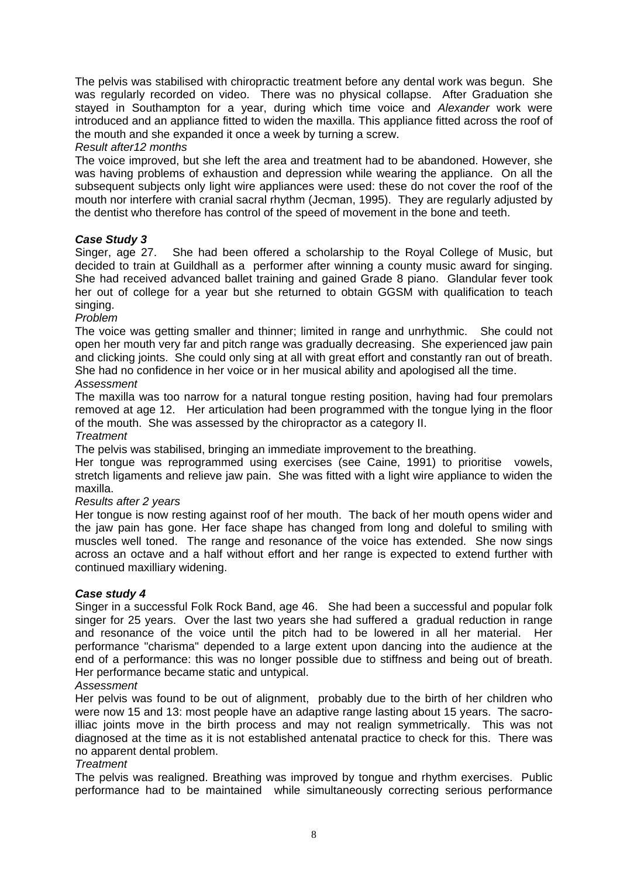The pelvis was stabilised with chiropractic treatment before any dental work was begun. She was regularly recorded on video. There was no physical collapse. After Graduation she stayed in Southampton for a year, during which time voice and *Alexander* work were introduced and an appliance fitted to widen the maxilla. This appliance fitted across the roof of the mouth and she expanded it once a week by turning a screw.

*Result after12 months*

The voice improved, but she left the area and treatment had to be abandoned. However, she was having problems of exhaustion and depression while wearing the appliance. On all the subsequent subjects only light wire appliances were used: these do not cover the roof of the mouth nor interfere with cranial sacral rhythm (Jecman, 1995). They are regularly adjusted by the dentist who therefore has control of the speed of movement in the bone and teeth.

***Case Study 3***

Singer, age 27. She had been offered a scholarship to the Royal College of Music, but decided to train at Guildhall as a performer after winning a county music award for singing. She had received advanced ballet training and gained Grade 8 piano. Glandular fever took her out of college for a year but she returned to obtain GGSM with qualification to teach singing.

*Problem*

The voice was getting smaller and thinner; limited in range and unrhythmic. She could not open her mouth very far and pitch range was gradually decreasing. She experienced jaw pain and clicking joints. She could only sing at all with great effort and constantly ran out of breath. She had no confidence in her voice or in her musical ability and apologised all the time.

*Assessment*

The maxilla was too narrow for a natural tongue resting position, having had four premolars removed at age 12. Her articulation had been programmed with the tongue lying in the floor of the mouth. She was assessed by the chiropractor as a category II.

*Treatment*

The pelvis was stabilised, bringing an immediate improvement to the breathing.

Her tongue was reprogrammed using exercises (see Caine, 1991) to prioritise vowels, stretch ligaments and relieve jaw pain. She was fitted with a light wire appliance to widen the maxilla.

*Results after 2 years*

Her tongue is now resting against roof of her mouth. The back of her mouth opens wider and the jaw pain has gone. Her face shape has changed from long and doleful to smiling with muscles well toned. The range and resonance of the voice has extended. She now sings across an octave and a half without effort and her range is expected to extend further with continued maxilliary widening.

***Case study 4***

Singer in a successful Folk Rock Band, age 46. She had been a successful and popular folk singer for 25 years. Over the last two years she had suffered a gradual reduction in range and resonance of the voice until the pitch had to be lowered in all her material. Her performance "charisma" depended to a large extent upon dancing into the audience at the end of a performance: this was no longer possible due to stiffness and being out of breath. Her performance became static and untypical.

*Assessment*

Her pelvis was found to be out of alignment, probably due to the birth of her children who were now 15 and 13: most people have an adaptive range lasting about 15 years. The sacro-illiac joints move in the birth process and may not realign symmetrically. This was not diagnosed at the time as it is not established antenatal practice to check for this. There was no apparent dental problem.

*Treatment*

The pelvis was realigned. Breathing was improved by tongue and rhythm exercises. Public performance had to be maintained while simultaneously correcting serious performance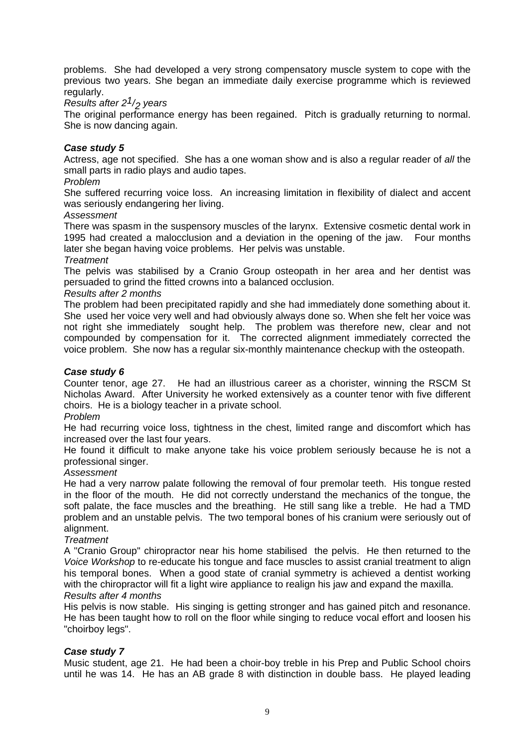problems. She had developed a very strong compensatory muscle system to cope with the previous two years. She began an immediate daily exercise programme which is reviewed regularly.

*Results after 2 $^{1}/_{2}$ years*

The original performance energy has been regained. Pitch is gradually returning to normal. She is now dancing again.

***Case study 5***

Actress, age not specified. She has a one woman show and is also a regular reader of *all* the small parts in radio plays and audio tapes.

*Problem*

She suffered recurring voice loss. An increasing limitation in flexibility of dialect and accent was seriously endangering her living.

*Assessment*

There was spasm in the suspensory muscles of the larynx. Extensive cosmetic dental work in 1995 had created a malocclusion and a deviation in the opening of the jaw. Four months later she began having voice problems. Her pelvis was unstable.

*Treatment*

The pelvis was stabilised by a Cranio Group osteopath in her area and her dentist was persuaded to grind the fitted crowns into a balanced occlusion.

*Results after 2 months*

The problem had been precipitated rapidly and she had immediately done something about it. She used her voice very well and had obviously always done so. When she felt her voice was not right she immediately sought help. The problem was therefore new, clear and not compounded by compensation for it. The corrected alignment immediately corrected the voice problem. She now has a regular six-monthly maintenance checkup with the osteopath.

***Case study 6***

Counter tenor, age 27. He had an illustrious career as a chorister, winning the RSCM St Nicholas Award. After University he worked extensively as a counter tenor with five different choirs. He is a biology teacher in a private school.

*Problem*

He had recurring voice loss, tightness in the chest, limited range and discomfort which has increased over the last four years.

He found it difficult to make anyone take his voice problem seriously because he is not a professional singer.

*Assessment*

He had a very narrow palate following the removal of four premolar teeth. His tongue rested in the floor of the mouth. He did not correctly understand the mechanics of the tongue, the soft palate, the face muscles and the breathing. He still sang like a treble. He had a TMD problem and an unstable pelvis. The two temporal bones of his cranium were seriously out of alignment.

*Treatment*

A "Cranio Group" chiropractor near his home stabilised the pelvis. He then returned to the *Voice Workshop* to re-educate his tongue and face muscles to assist cranial treatment to align his temporal bones. When a good state of cranial symmetry is achieved a dentist working with the chiropractor will fit a light wire appliance to realign his jaw and expand the maxilla.

*Results after 4 months*

His pelvis is now stable. His singing is getting stronger and has gained pitch and resonance. He has been taught how to roll on the floor while singing to reduce vocal effort and loosen his "choirboy legs".

***Case study 7***

Music student, age 21. He had been a choir-boy treble in his Prep and Public School choirs until he was 14. He has an AB grade 8 with distinction in double bass. He played leading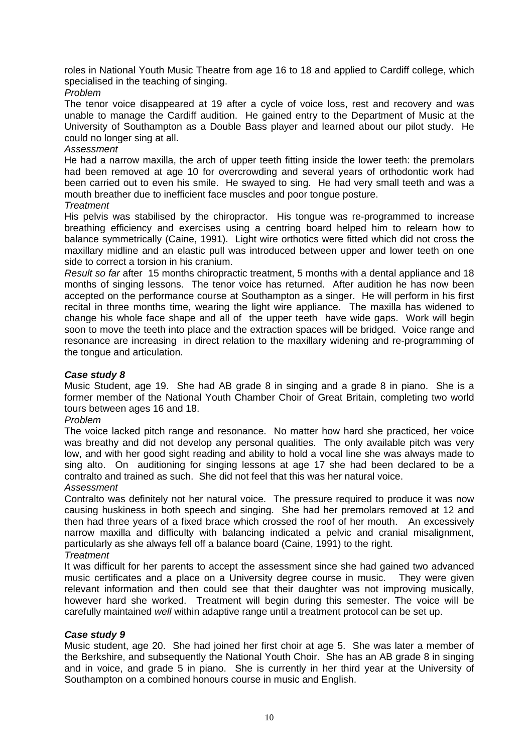roles in National Youth Music Theatre from age 16 to 18 and applied to Cardiff college, which specialised in the teaching of singing.

*Problem*

The tenor voice disappeared at 19 after a cycle of voice loss, rest and recovery and was unable to manage the Cardiff audition. He gained entry to the Department of Music at the University of Southampton as a Double Bass player and learned about our pilot study. He could no longer sing at all.

*Assessment*

He had a narrow maxilla, the arch of upper teeth fitting inside the lower teeth: the premolars had been removed at age 10 for overcrowding and several years of orthodontic work had been carried out to even his smile. He swayed to sing. He had very small teeth and was a mouth breather due to inefficient face muscles and poor tongue posture.

*Treatment*

His pelvis was stabilised by the chiropractor. His tongue was re-programmed to increase breathing efficiency and exercises using a centring board helped him to relearn how to balance symmetrically (Caine, 1991). Light wire orthotics were fitted which did not cross the maxillary midline and an elastic pull was introduced between upper and lower teeth on one side to correct a torsion in his cranium.

*Result so far* after 15 months chiropractic treatment, 5 months with a dental appliance and 18 months of singing lessons. The tenor voice has returned. After audition he has now been accepted on the performance course at Southampton as a singer. He will perform in his first recital in three months time, wearing the light wire appliance. The maxilla has widened to change his whole face shape and all of the upper teeth have wide gaps. Work will begin soon to move the teeth into place and the extraction spaces will be bridged. Voice range and resonance are increasing in direct relation to the maxillary widening and re-programming of the tongue and articulation.

***Case study 8***

Music Student, age 19. She had AB grade 8 in singing and a grade 8 in piano. She is a former member of the National Youth Chamber Choir of Great Britain, completing two world tours between ages 16 and 18.

*Problem*

The voice lacked pitch range and resonance. No matter how hard she practiced, her voice was breathy and did not develop any personal qualities. The only available pitch was very low, and with her good sight reading and ability to hold a vocal line she was always made to sing alto. On auditioning for singing lessons at age 17 she had been declared to be a contralto and trained as such. She did not feel that this was her natural voice.

*Assessment*

Contralto was definitely not her natural voice. The pressure required to produce it was now causing huskiness in both speech and singing. She had her premolars removed at 12 and then had three years of a fixed brace which crossed the roof of her mouth. An excessively narrow maxilla and difficulty with balancing indicated a pelvic and cranial misalignment, particularly as she always fell off a balance board (Caine, 1991) to the right.

*Treatment*

It was difficult for her parents to accept the assessment since she had gained two advanced music certificates and a place on a University degree course in music. They were given relevant information and then could see that their daughter was not improving musically, however hard she worked. Treatment will begin during this semester. The voice will be carefully maintained *well* within adaptive range until a treatment protocol can be set up.

***Case study 9***

Music student, age 20. She had joined her first choir at age 5. She was later a member of the Berkshire, and subsequently the National Youth Choir. She has an AB grade 8 in singing and in voice, and grade 5 in piano. She is currently in her third year at the University of Southampton on a combined honours course in music and English.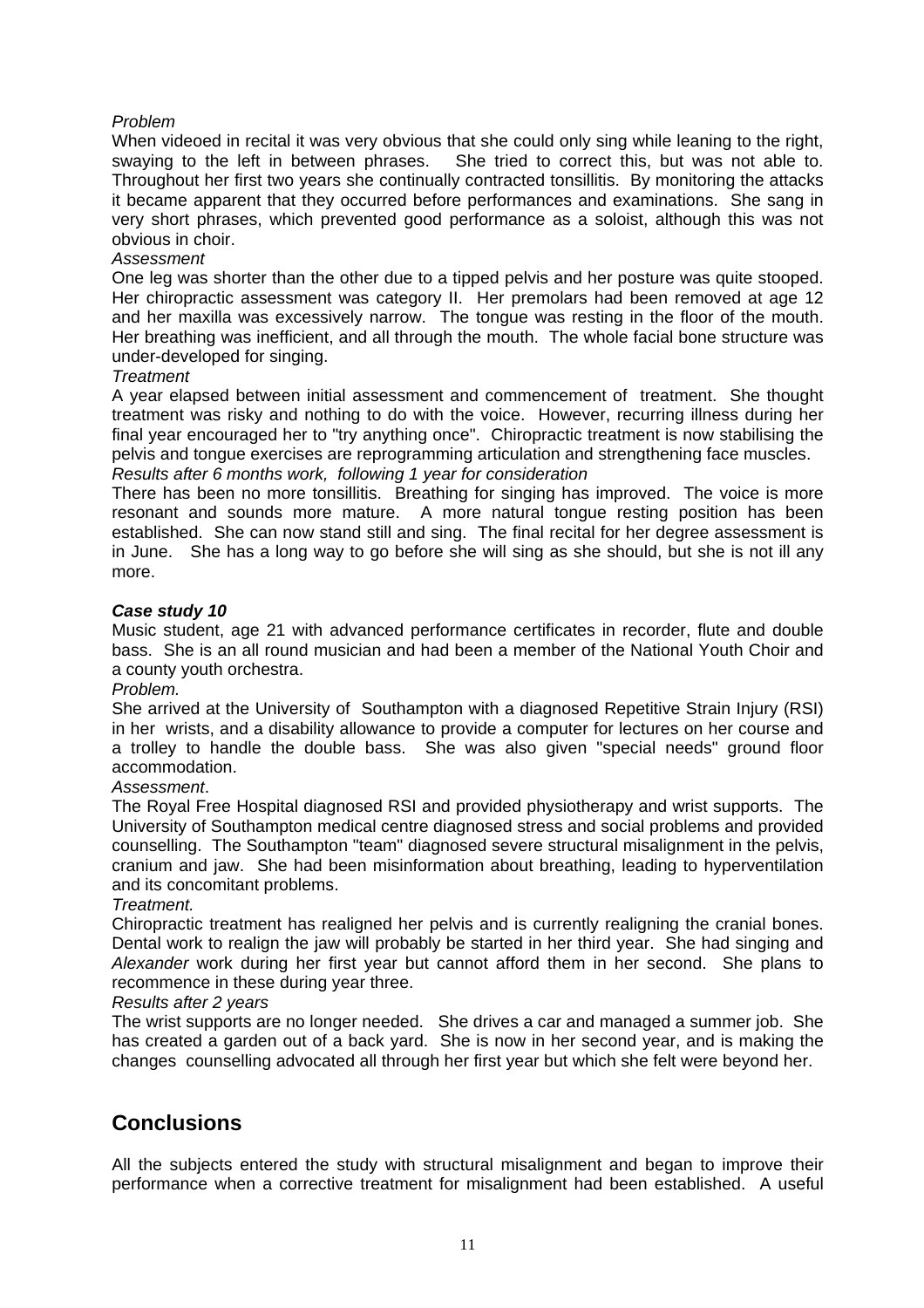*Problem*

When videoed in recital it was very obvious that she could only sing while leaning to the right, swaying to the left in between phrases. She tried to correct this, but was not able to. Throughout her first two years she continually contracted tonsillitis. By monitoring the attacks it became apparent that they occurred before performances and examinations. She sang in very short phrases, which prevented good performance as a soloist, although this was not obvious in choir.

*Assessment*

One leg was shorter than the other due to a tipped pelvis and her posture was quite stooped. Her chiropractic assessment was category II. Her premolars had been removed at age 12 and her maxilla was excessively narrow. The tongue was resting in the floor of the mouth. Her breathing was inefficient, and all through the mouth. The whole facial bone structure was under-developed for singing.

*Treatment*

A year elapsed between initial assessment and commencement of treatment. She thought treatment was risky and nothing to do with the voice. However, recurring illness during her final year encouraged her to "try anything once". Chiropractic treatment is now stabilising the pelvis and tongue exercises are reprogramming articulation and strengthening face muscles.

*Results after 6 months work, following 1 year for consideration*

There has been no more tonsillitis. Breathing for singing has improved. The voice is more resonant and sounds more mature. A more natural tongue resting position has been established. She can now stand still and sing. The final recital for her degree assessment is in June. She has a long way to go before she will sing as she should, but she is not ill any more.

***Case study 10***

Music student, age 21 with advanced performance certificates in recorder, flute and double bass. She is an all round musician and had been a member of the National Youth Choir and a county youth orchestra.

*Problem.*

She arrived at the University of Southampton with a diagnosed Repetitive Strain Injury (RSI) in her wrists, and a disability allowance to provide a computer for lectures on her course and a trolley to handle the double bass. She was also given "special needs" ground floor accommodation.

*Assessment*.

The Royal Free Hospital diagnosed RSI and provided physiotherapy and wrist supports. The University of Southampton medical centre diagnosed stress and social problems and provided counselling. The Southampton "team" diagnosed severe structural misalignment in the pelvis, cranium and jaw. She had been misinformation about breathing, leading to hyperventilation and its concomitant problems.

*Treatment.*

Chiropractic treatment has realigned her pelvis and is currently realigning the cranial bones. Dental work to realign the jaw will probably be started in her third year. She had singing and *Alexander* work during her first year but cannot afford them in her second. She plans to recommence in these during year three.

*Results after 2 years*

The wrist supports are no longer needed. She drives a car and managed a summer job. She has created a garden out of a back yard. She is now in her second year, and is making the changes counselling advocated all through her first year but which she felt were beyond her.

## Conclusions

All the subjects entered the study with structural misalignment and began to improve their performance when a corrective treatment for misalignment had been established. A useful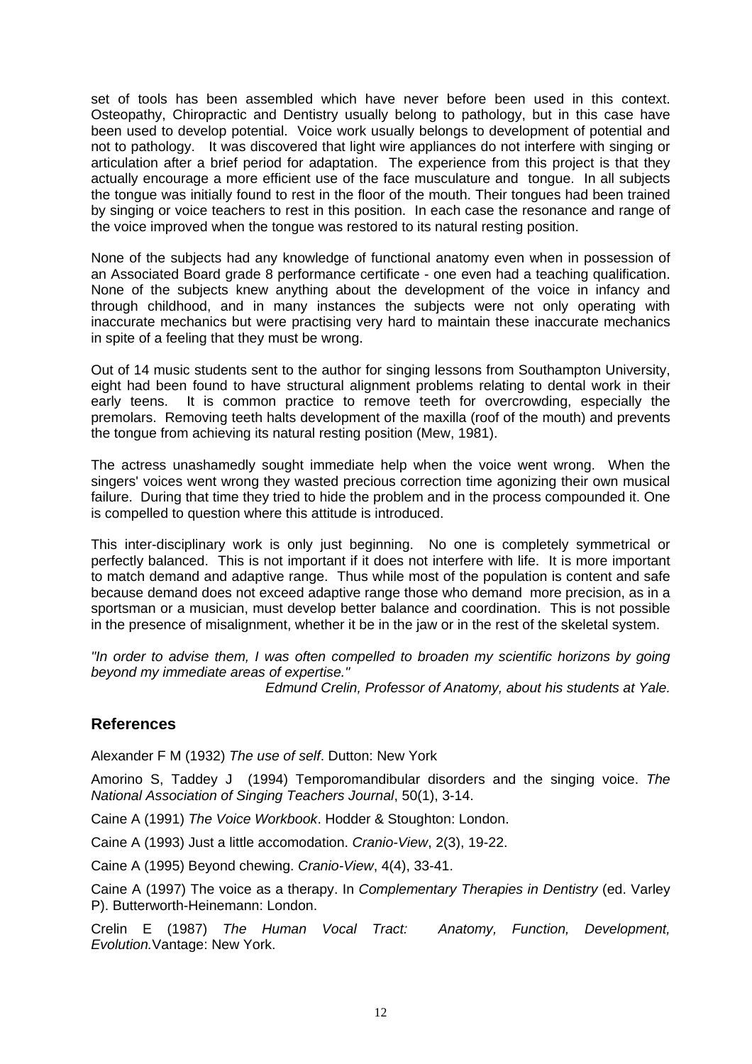set of tools has been assembled which have never before been used in this context. Osteopathy, Chiropractic and Dentistry usually belong to pathology, but in this case have been used to develop potential. Voice work usually belongs to development of potential and not to pathology. It was discovered that light wire appliances do not interfere with singing or articulation after a brief period for adaptation. The experience from this project is that they actually encourage a more efficient use of the face musculature and tongue. In all subjects the tongue was initially found to rest in the floor of the mouth. Their tongues had been trained by singing or voice teachers to rest in this position. In each case the resonance and range of the voice improved when the tongue was restored to its natural resting position.

None of the subjects had any knowledge of functional anatomy even when in possession of an Associated Board grade 8 performance certificate - one even had a teaching qualification. None of the subjects knew anything about the development of the voice in infancy and through childhood, and in many instances the subjects were not only operating with inaccurate mechanics but were practising very hard to maintain these inaccurate mechanics in spite of a feeling that they must be wrong.

Out of 14 music students sent to the author for singing lessons from Southampton University, eight had been found to have structural alignment problems relating to dental work in their early teens. It is common practice to remove teeth for overcrowding, especially the premolars. Removing teeth halts development of the maxilla (roof of the mouth) and prevents the tongue from achieving its natural resting position (Mew, 1981).

The actress unashamedly sought immediate help when the voice went wrong. When the singers' voices went wrong they wasted precious correction time agonizing their own musical failure. During that time they tried to hide the problem and in the process compounded it. One is compelled to question where this attitude is introduced.

This inter-disciplinary work is only just beginning. No one is completely symmetrical or perfectly balanced. This is not important if it does not interfere with life. It is more important to match demand and adaptive range. Thus while most of the population is content and safe because demand does not exceed adaptive range those who demand more precision, as in a sportsman or a musician, must develop better balance and coordination. This is not possible in the presence of misalignment, whether it be in the jaw or in the rest of the skeletal system.

*"In order to advise them, I was often compelled to broaden my scientific horizons by going beyond my immediate areas of expertise."*

*Edmund Crelin, Professor of Anatomy, about his students at Yale.*

## References

Alexander F M (1932) *The use of self*. Dutton: New York

Amorino S, Taddey J (1994) Temporomandibular disorders and the singing voice. *The National Association of Singing Teachers Journal*, 50(1), 3-14.

Caine A (1991) *The Voice Workbook*. Hodder & Stoughton: London.

Caine A (1993) Just a little accomodation. *Cranio-View*, 2(3), 19-22.

Caine A (1995) Beyond chewing. *Cranio-View*, 4(4), 33-41.

Caine A (1997) The voice as a therapy. In *Complementary Therapies in Dentistry* (ed. Varley P). Butterworth-Heinemann: London.

Crelin E (1987) *The Human Vocal Tract: Anatomy, Function, Development, Evolution.* Vantage: New York.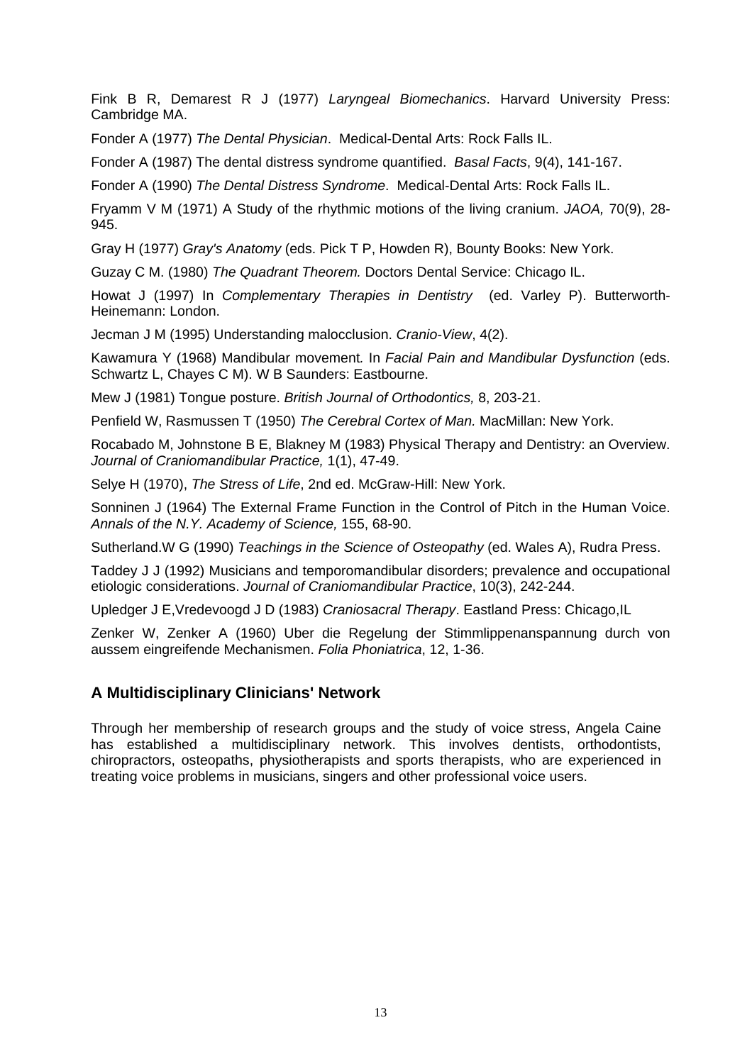Fink B R, Demarest R J (1977) *Laryngeal Biomechanics*. Harvard University Press: Cambridge MA.

Fonder A (1977) *The Dental Physician*. Medical-Dental Arts: Rock Falls IL.

Fonder A (1987) The dental distress syndrome quantified. *Basal Facts*, 9(4), 141-167.

Fonder A (1990) *The Dental Distress Syndrome*. Medical-Dental Arts: Rock Falls IL.

Fryamm V M (1971) A Study of the rhythmic motions of the living cranium. *JAOA,* 70(9), 28-945.

Gray H (1977) *Gray's Anatomy* (eds. Pick T P, Howden R), Bounty Books: New York.

Guzay C M. (1980) *The Quadrant Theorem.* Doctors Dental Service: Chicago IL.

Howat J (1997) In *Complementary Therapies in Dentistry* (ed. Varley P). Butterworth-Heinemann: London.

Jecman J M (1995) Understanding malocclusion. *Cranio-View*, 4(2).

Kawamura Y (1968) Mandibular movement*.* In *Facial Pain and Mandibular Dysfunction* (eds. Schwartz L, Chayes C M). W B Saunders: Eastbourne.

Mew J (1981) Tongue posture. *British Journal of Orthodontics,* 8, 203-21.

Penfield W, Rasmussen T (1950) *The Cerebral Cortex of Man.* MacMillan: New York.

Rocabado M, Johnstone B E, Blakney M (1983) Physical Therapy and Dentistry: an Overview. *Journal of Craniomandibular Practice,* 1(1), 47-49.

Selye H (1970), *The Stress of Life*, 2nd ed. McGraw-Hill: New York.

Sonninen J (1964) The External Frame Function in the Control of Pitch in the Human Voice. *Annals of the N.Y. Academy of Science,* 155, 68-90.

Sutherland.W G (1990) *Teachings in the Science of Osteopathy* (ed. Wales A), Rudra Press.

Taddey J J (1992) Musicians and temporomandibular disorders; prevalence and occupational etiologic considerations. *Journal of Craniomandibular Practice*, 10(3), 242-244.

Upledger J E,Vredevoogd J D (1983) *Craniosacral Therapy*. Eastland Press: Chicago,IL

Zenker W, Zenker A (1960) Uber die Regelung der Stimmlippenanspannung durch von aussem eingreifende Mechanismen. *Folia Phoniatrica*, 12, 1-36.

## A Multidisciplinary Clinicians' Network

Through her membership of research groups and the study of voice stress, Angela Caine has established a multidisciplinary network. This involves dentists, orthodontists, chiropractors, osteopaths, physiotherapists and sports therapists, who are experienced in treating voice problems in musicians, singers and other professional voice users.